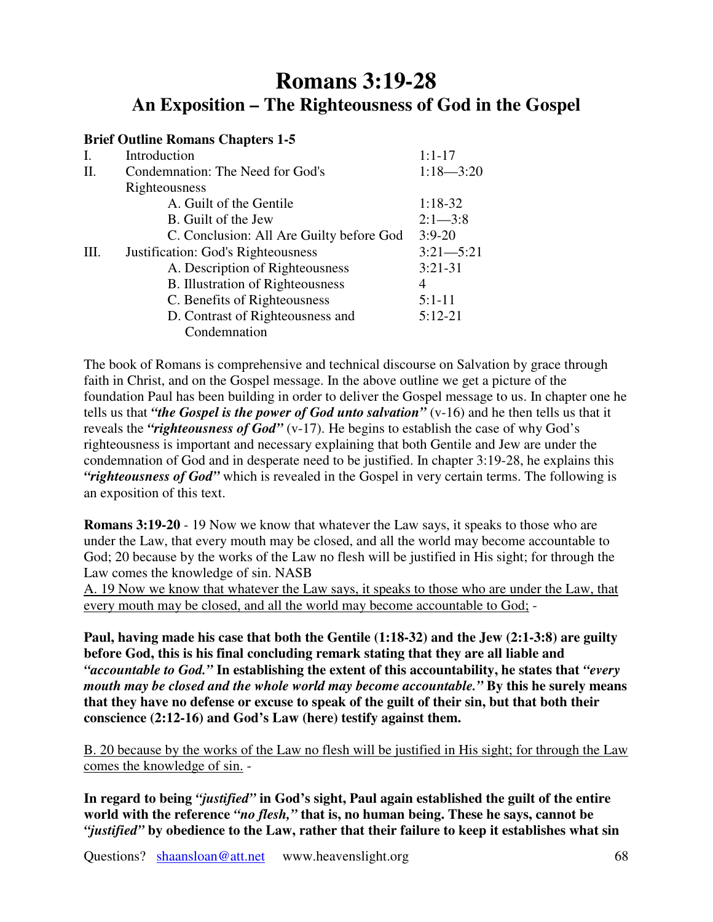# Romans 3:19-28

## An Exposition – The Righteousness of God in the Gospel

**Brief Outline Romans Chapters 1-5**

| | | |
|---|---|---|
| I. | Introduction | 1:1-17 |
| II. | Condemnation: The Need for God's Righteousness | 1:18—3:20 |
| | A. Guilt of the Gentile | 1:18-32 |
| | B. Guilt of the Jew | 2:1—3:8 |
| | C. Conclusion: All Are Guilty before God | 3:9-20 |
| III. | Justification: God's Righteousness | 3:21—5:21 |
| | A. Description of Righteousness | 3:21-31 |
| | B. Illustration of Righteousness | 4 |
| | C. Benefits of Righteousness | 5:1-11 |
| | D. Contrast of Righteousness and Condemnation | 5:12-21 |

The book of Romans is comprehensive and technical discourse on Salvation by grace through faith in Christ, and on the Gospel message. In the above outline we get a picture of the foundation Paul has been building in order to deliver the Gospel message to us. In chapter one he tells us that ***"the Gospel is the power of God unto salvation"*** (v-16) and he then tells us that it reveals the ***"righteousness of God"*** (v-17). He begins to establish the case of why God's righteousness is important and necessary explaining that both Gentile and Jew are under the condemnation of God and in desperate need to be justified. In chapter 3:19-28, he explains this ***"righteousness of God"*** which is revealed in the Gospel in very certain terms. The following is an exposition of this text.

**Romans 3:19-20** - 19 Now we know that whatever the Law says, it speaks to those who are under the Law, that every mouth may be closed, and all the world may become accountable to God; 20 because by the works of the Law no flesh will be justified in His sight; for through the Law comes the knowledge of sin. NASB

<u>A. 19 Now we know that whatever the Law says, it speaks to those who are under the Law, that every mouth may be closed, and all the world may become accountable to God;</u> -

**Paul, having made his case that both the Gentile (1:18-32) and the Jew (2:1-3:8) are guilty before God, this is his final concluding remark stating that they are all liable and *"accountable to God."* In establishing the extent of this accountability, he states that *"every mouth may be closed and the whole world may become accountable."* By this he surely means that they have no defense or excuse to speak of the guilt of their sin, but that both their conscience (2:12-16) and God's Law (here) testify against them.**

<u>B. 20 because by the works of the Law no flesh will be justified in His sight; for through the Law comes the knowledge of sin.</u> -

**In regard to being *"justified"* in God's sight, Paul again established the guilt of the entire world with the reference *"no flesh,"* that is, no human being. These he says, cannot be *"justified"* by obedience to the Law, rather that their failure to keep it establishes what sin**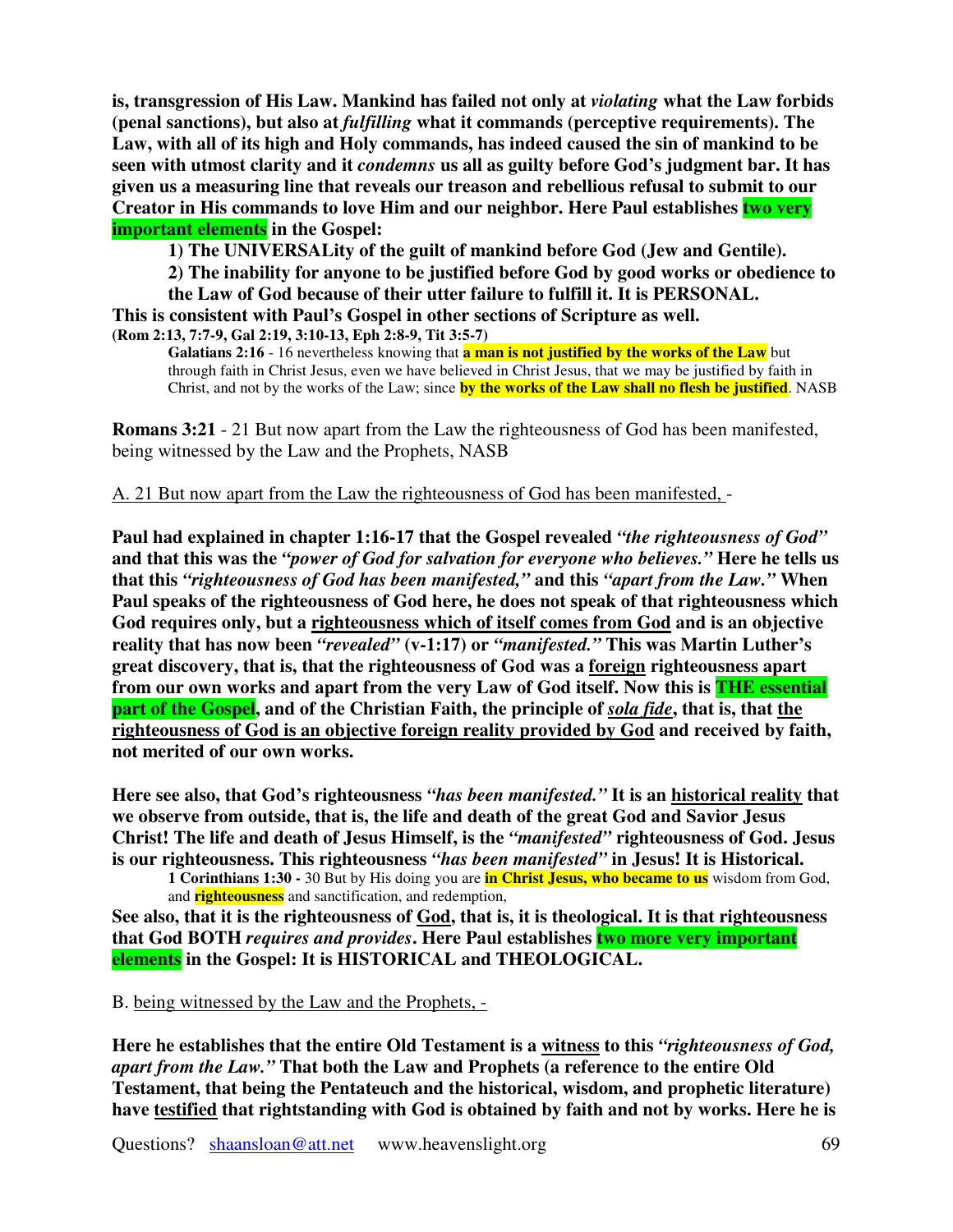**is, transgression of His Law. Mankind has failed not only at *violating* what the Law forbids (penal sanctions), but also at *fulfilling* what it commands (perceptive requirements). The Law, with all of its high and Holy commands, has indeed caused the sin of mankind to be seen with utmost clarity and it *condemns* us all as guilty before God's judgment bar. It has given us a measuring line that reveals our treason and rebellious refusal to submit to our Creator in His commands to love Him and our neighbor. Here Paul establishes two very important elements in the Gospel:**

**1) The UNIVERSALity of the guilt of mankind before God (Jew and Gentile).**

**2) The inability for anyone to be justified before God by good works or obedience to the Law of God because of their utter failure to fulfill it. It is PERSONAL.**

**This is consistent with Paul's Gospel in other sections of Scripture as well.**
**(Rom 2:13, 7:7-9, Gal 2:19, 3:10-13, Eph 2:8-9, Tit 3:5-7)**

> **Galatians 2:16** - 16 nevertheless knowing that **a man is not justified by the works of the Law** but through faith in Christ Jesus, even we have believed in Christ Jesus, that we may be justified by faith in Christ, and not by the works of the Law; since **by the works of the Law shall no flesh be justified**. NASB

**Romans 3:21** - 21 But now apart from the Law the righteousness of God has been manifested, being witnessed by the Law and the Prophets, NASB

<u>A. 21 But now apart from the Law the righteousness of God has been manifested,</u> -

**Paul had explained in chapter 1:16-17 that the Gospel revealed *"the righteousness of God"* and that this was the *"power of God for salvation for everyone who believes."* Here he tells us that this *"righteousness of God has been manifested,"* and this *"apart from the Law."* When Paul speaks of the righteousness of God here, he does not speak of that righteousness which God requires only, but a <u>righteousness which of itself comes from God</u> and is an objective reality that has now been *"revealed"* (v-1:17) or *"manifested."* This was Martin Luther's great discovery, that is, that the righteousness of God was a <u>foreign</u> righteousness apart from our own works and apart from the very Law of God itself. Now this is THE essential part of the Gospel, and of the Christian Faith, the principle of <u>*sola fide*</u>, that is, that <u>the righteousness of God is an objective foreign reality provided by God</u> and received by faith, not merited of our own works.**

**Here see also, that God's righteousness *"has been manifested."* It is an <u>historical reality</u> that we observe from outside, that is, the life and death of the great God and Savior Jesus Christ! The life and death of Jesus Himself, is the *"manifested"* righteousness of God. Jesus is our righteousness. This righteousness *"has been manifested"* in Jesus! It is Historical.**

> **1 Corinthians 1:30 -** 30 But by His doing you are **in Christ Jesus, who became to us** wisdom from God, and **righteousness** and sanctification, and redemption,

**See also, that it is the righteousness of <u>God</u>, that is, it is theological. It is that righteousness that God BOTH *requires and provides*. Here Paul establishes two more very important elements in the Gospel: It is HISTORICAL and THEOLOGICAL.**

B. <u>being witnessed by the Law and the Prophets,</u> -

**Here he establishes that the entire Old Testament is a <u>witness</u> to this *"righteousness of God, apart from the Law."* That both the Law and Prophets (a reference to the entire Old Testament, that being the Pentateuch and the historical, wisdom, and prophetic literature) have <u>testified</u> that rightstanding with God is obtained by faith and not by works. Here he is**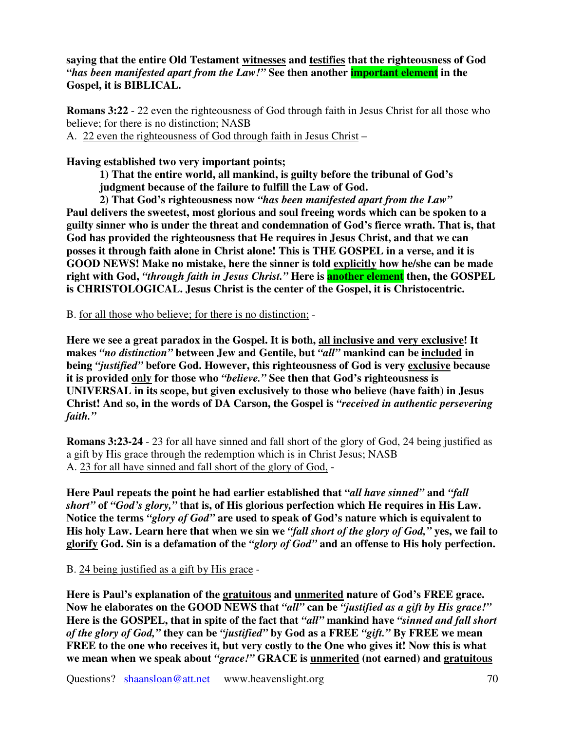**saying that the entire Old Testament <u>witnesses</u> and <u>testifies</u> that the righteousness of God *"has been manifested apart from the Law!"* See then another important element in the Gospel, it is BIBLICAL.**

**Romans 3:22** - 22 even the righteousness of God through faith in Jesus Christ for all those who believe; for there is no distinction; NASB

A. <u>22 even the righteousness of God through faith in Jesus Christ</u> –

**Having established two very important points;**

> **1) That the entire world, all mankind, is guilty before the tribunal of God's judgment because of the failure to fulfill the Law of God.**
>
> **2) That God's righteousness now *"has been manifested apart from the Law"***

**Paul delivers the sweetest, most glorious and soul freeing words which can be spoken to a guilty sinner who is under the threat and condemnation of God's fierce wrath. That is, that God has provided the righteousness that He requires in Jesus Christ, and that we can posses it through faith alone in Christ alone! This is THE GOSPEL in a verse, and it is GOOD NEWS! Make no mistake, here the sinner is told <u>explicitly</u> how he/she can be made right with God, *"through faith in Jesus Christ."* Here is another element then, the GOSPEL is CHRISTOLOGICAL. Jesus Christ is the center of the Gospel, it is Christocentric.**

B. <u>for all those who believe; for there is no distinction;</u> -

**Here we see a great paradox in the Gospel. It is both, <u>all inclusive and very exclusive</u>! It makes *"no distinction"* between Jew and Gentile, but *"all"* mankind can be <u>included</u> in being *"justified"* before God. However, this righteousness of God is very <u>exclusive</u> because it is provided <u>only</u> for those who *"believe."* See then that God's righteousness is UNIVERSAL in its scope, but given exclusively to those who believe (have faith) in Jesus Christ! And so, in the words of DA Carson, the Gospel is *"received in authentic persevering faith."***

**Romans 3:23-24** - 23 for all have sinned and fall short of the glory of God, 24 being justified as a gift by His grace through the redemption which is in Christ Jesus; NASB

A. <u>23 for all have sinned and fall short of the glory of God,</u> -

**Here Paul repeats the point he had earlier established that *"all have sinned"* and *"fall short"* of *"God's glory,"* that is, of His glorious perfection which He requires in His Law. Notice the terms *"glory of God"* are used to speak of God's nature which is equivalent to His holy Law. Learn here that when we sin we *"fall short of the glory of God,"* yes, we fail to <u>glorify</u> God. Sin is a defamation of the *"glory of God"* and an offense to His holy perfection.**

B. <u>24 being justified as a gift by His grace</u> -

**Here is Paul's explanation of the <u>gratuitous</u> and <u>unmerited</u> nature of God's FREE grace. Now he elaborates on the GOOD NEWS that *"all"* can be *"justified as a gift by His grace!"* Here is the GOSPEL, that in spite of the fact that *"all"* mankind have *"sinned and fall short of the glory of God,"* they can be *"justified"* by God as a FREE *"gift."* By FREE we mean FREE to the one who receives it, but very costly to the One who gives it! Now this is what we mean when we speak about *"grace!"* GRACE is <u>unmerited</u> (not earned) and <u>gratuitous</u>**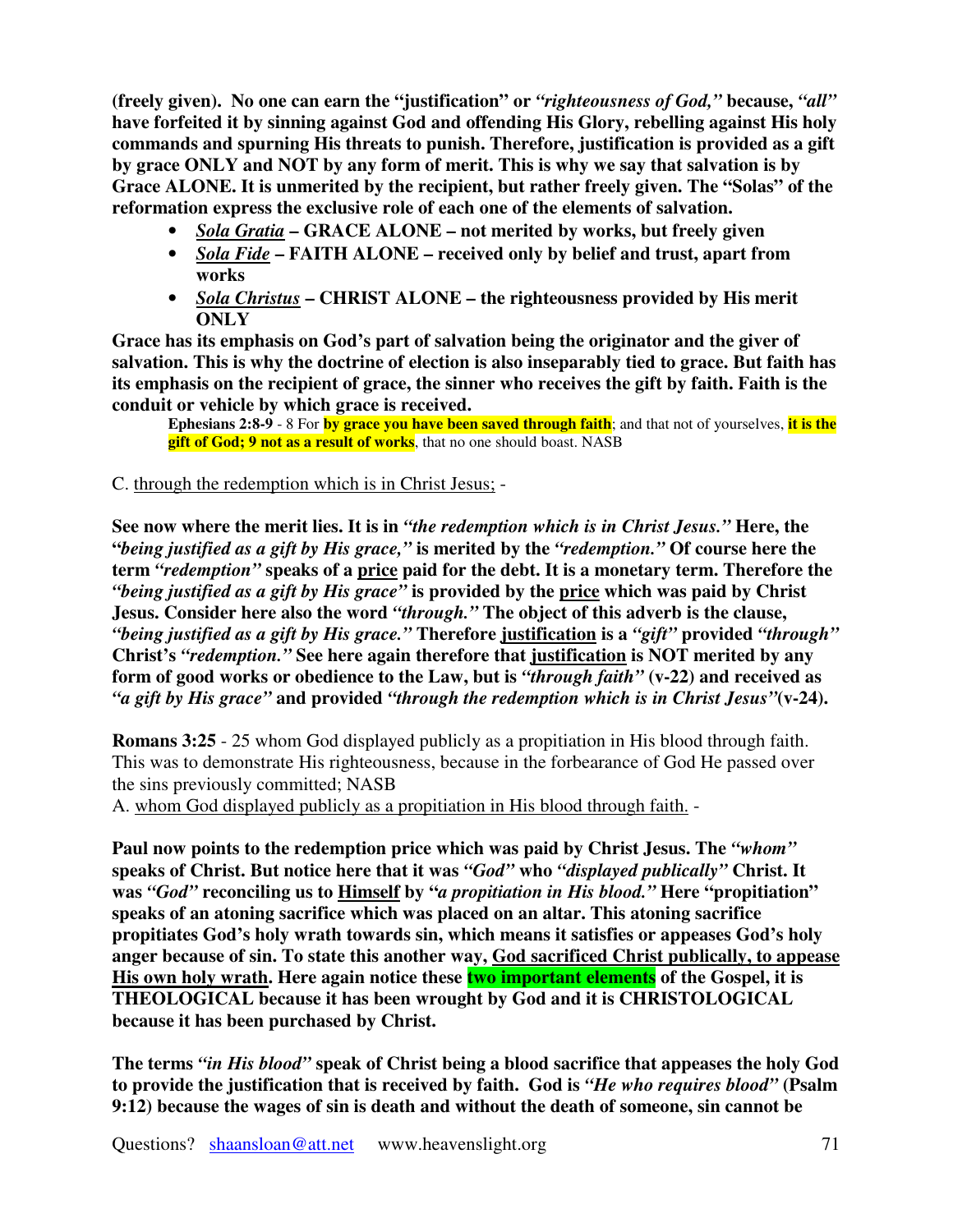**(freely given). No one can earn the "justification" or *"righteousness of God,"* because, *"all"* have forfeited it by sinning against God and offending His Glory, rebelling against His holy commands and spurning His threats to punish. Therefore, justification is provided as a gift by grace ONLY and NOT by any form of merit. This is why we say that salvation is by Grace ALONE. It is unmerited by the recipient, but rather freely given. The "Solas" of the reformation express the exclusive role of each one of the elements of salvation.**

- ***Sola Gratia*** **– GRACE ALONE – not merited by works, but freely given**
- ***Sola Fide*** **– FAITH ALONE – received only by belief and trust, apart from works**
- ***Sola Christus*** **– CHRIST ALONE – the righteousness provided by His merit ONLY**

**Grace has its emphasis on God's part of salvation being the originator and the giver of salvation. This is why the doctrine of election is also inseparably tied to grace. But faith has its emphasis on the recipient of grace, the sinner who receives the gift by faith. Faith is the conduit or vehicle by which grace is received.**

> **Ephesians 2:8-9** - 8 For **by grace you have been saved through faith**; and that not of yourselves, **it is the gift of God; 9 not as a result of works**, that no one should boast. NASB

C. through the redemption which is in Christ Jesus; -

**See now where the merit lies. It is in *"the redemption which is in Christ Jesus."* Here, the "*being justified as a gift by His grace,"* is merited by the *"redemption."* Of course here the term *"redemption"* speaks of a price paid for the debt. It is a monetary term. Therefore the *"being justified as a gift by His grace"* is provided by the price which was paid by Christ Jesus. Consider here also the word *"through."* The object of this adverb is the clause, *"being justified as a gift by His grace."* Therefore justification is a *"gift"* provided *"through"* Christ's *"redemption."* See here again therefore that justification is NOT merited by any form of good works or obedience to the Law, but is *"through faith"* (v-22) and received as *"a gift by His grace"* and provided *"through the redemption which is in Christ Jesus"*(v-24).**

**Romans 3:25** - 25 whom God displayed publicly as a propitiation in His blood through faith. This was to demonstrate His righteousness, because in the forbearance of God He passed over the sins previously committed; NASB

A. whom God displayed publicly as a propitiation in His blood through faith. -

**Paul now points to the redemption price which was paid by Christ Jesus. The *"whom"* speaks of Christ. But notice here that it was *"God"* who *"displayed publically"* Christ. It was *"God"* reconciling us to Himself by "*a propitiation in His blood."* Here "propitiation" speaks of an atoning sacrifice which was placed on an altar. This atoning sacrifice propitiates God's holy wrath towards sin, which means it satisfies or appeases God's holy anger because of sin. To state this another way, God sacrificed Christ publically, to appease His own holy wrath. Here again notice these two important elements of the Gospel, it is THEOLOGICAL because it has been wrought by God and it is CHRISTOLOGICAL because it has been purchased by Christ.**

**The terms *"in His blood"* speak of Christ being a blood sacrifice that appeases the holy God to provide the justification that is received by faith. God is *"He who requires blood"* (Psalm 9:12) because the wages of sin is death and without the death of someone, sin cannot be**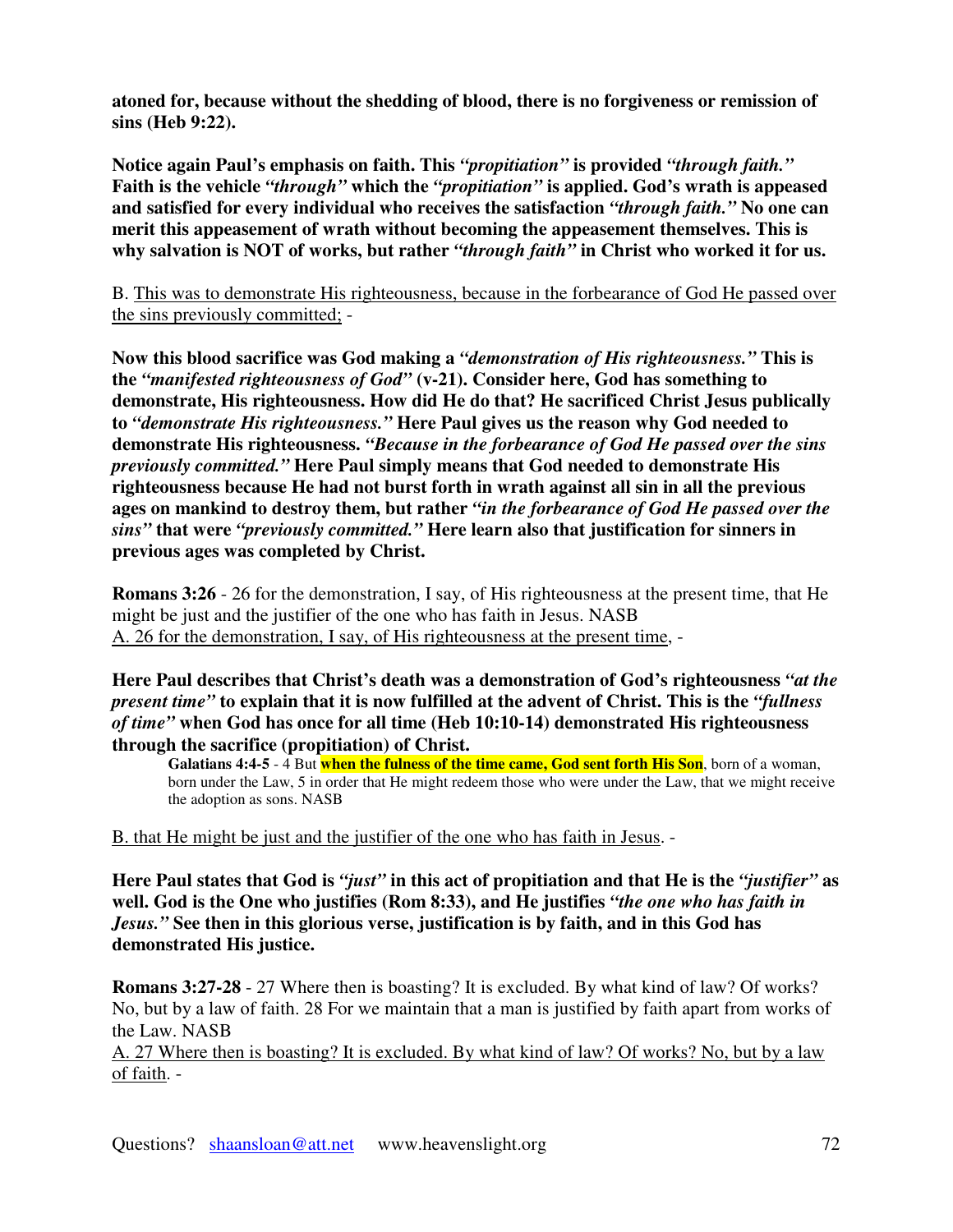**atoned for, because without the shedding of blood, there is no forgiveness or remission of sins (Heb 9:22).**

**Notice again Paul's emphasis on faith. This *"propitiation"* is provided *"through faith."* Faith is the vehicle *"through"* which the *"propitiation"* is applied. God's wrath is appeased and satisfied for every individual who receives the satisfaction *"through faith."* No one can merit this appeasement of wrath without becoming the appeasement themselves. This is why salvation is NOT of works, but rather *"through faith"* in Christ who worked it for us.**

B. <u>This was to demonstrate His righteousness, because in the forbearance of God He passed over the sins previously committed;</u> -

**Now this blood sacrifice was God making a *"demonstration of His righteousness."* This is the *"manifested righteousness of God"* (v-21). Consider here, God has something to demonstrate, His righteousness. How did He do that? He sacrificed Christ Jesus publically to *"demonstrate His righteousness."* Here Paul gives us the reason why God needed to demonstrate His righteousness. *"Because in the forbearance of God He passed over the sins previously committed."* Here Paul simply means that God needed to demonstrate His righteousness because He had not burst forth in wrath against all sin in all the previous ages on mankind to destroy them, but rather *"in the forbearance of God He passed over the sins"* that were *"previously committed."* Here learn also that justification for sinners in previous ages was completed by Christ.**

**Romans 3:26** - 26 for the demonstration, I say, of His righteousness at the present time, that He might be just and the justifier of the one who has faith in Jesus. NASB
<u>A. 26 for the demonstration, I say, of His righteousness at the present time</u>, -

**Here Paul describes that Christ's death was a demonstration of God's righteousness *"at the present time"* to explain that it is now fulfilled at the advent of Christ. This is the *"fullness of time"* when God has once for all time (Heb 10:10-14) demonstrated His righteousness through the sacrifice (propitiation) of Christ.**

> **Galatians 4:4-5** - 4 But **when the fulness of the time came, God sent forth His Son**, born of a woman, born under the Law, 5 in order that He might redeem those who were under the Law, that we might receive the adoption as sons. NASB

<u>B. that He might be just and the justifier of the one who has faith in Jesus</u>. -

**Here Paul states that God is *"just"* in this act of propitiation and that He is the *"justifier"* as well. God is the One who justifies (Rom 8:33), and He justifies *"the one who has faith in Jesus."* See then in this glorious verse, justification is by faith, and in this God has demonstrated His justice.**

**Romans 3:27-28** - 27 Where then is boasting? It is excluded. By what kind of law? Of works? No, but by a law of faith. 28 For we maintain that a man is justified by faith apart from works of the Law. NASB
<u>A. 27 Where then is boasting? It is excluded. By what kind of law? Of works? No, but by a law of faith</u>. -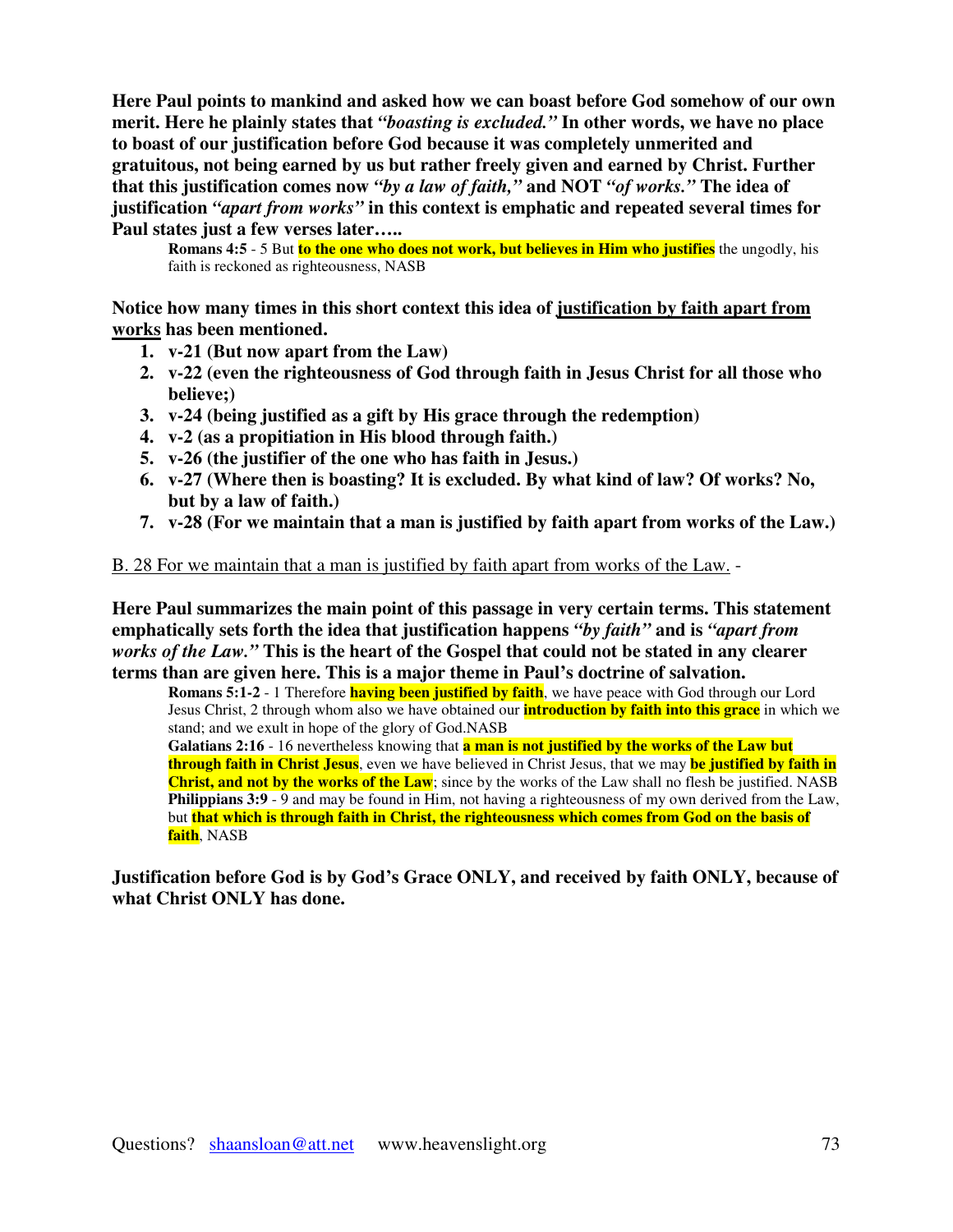**Here Paul points to mankind and asked how we can boast before God somehow of our own merit. Here he plainly states that *"boasting is excluded."* In other words, we have no place to boast of our justification before God because it was completely unmerited and gratuitous, not being earned by us but rather freely given and earned by Christ. Further that this justification comes now *"by a law of faith,"* and NOT *"of works."* The idea of justification *"apart from works"* in this context is emphatic and repeated several times for Paul states just a few verses later…..**

> **Romans 4:5** - 5 But **to the one who does not work, but believes in Him who justifies** the ungodly, his faith is reckoned as righteousness, NASB

**Notice how many times in this short context this idea of <u>justification by faith apart from works</u> has been mentioned.**

1. **v-21 (But now apart from the Law)**
2. **v-22 (even the righteousness of God through faith in Jesus Christ for all those who believe;)**
3. **v-24 (being justified as a gift by His grace through the redemption)**
4. **v-2 (as a propitiation in His blood through faith.)**
5. **v-26 (the justifier of the one who has faith in Jesus.)**
6. **v-27 (Where then is boasting? It is excluded. By what kind of law? Of works? No, but by a law of faith.)**
7. **v-28 (For we maintain that a man is justified by faith apart from works of the Law.)**

<u>B. 28 For we maintain that a man is justified by faith apart from works of the Law.</u> -

**Here Paul summarizes the main point of this passage in very certain terms. This statement emphatically sets forth the idea that justification happens *"by faith"* and is *"apart from works of the Law."* This is the heart of the Gospel that could not be stated in any clearer terms than are given here. This is a major theme in Paul's doctrine of salvation.**

> **Romans 5:1-2** - 1 Therefore **having been justified by faith**, we have peace with God through our Lord Jesus Christ, 2 through whom also we have obtained our **introduction by faith into this grace** in which we stand; and we exult in hope of the glory of God.NASB
>
> **Galatians 2:16** - 16 nevertheless knowing that **a man is not justified by the works of the Law but through faith in Christ Jesus**, even we have believed in Christ Jesus, that we may **be justified by faith in Christ, and not by the works of the Law**; since by the works of the Law shall no flesh be justified. NASB
>
> **Philippians 3:9** - 9 and may be found in Him, not having a righteousness of my own derived from the Law, but **that which is through faith in Christ, the righteousness which comes from God on the basis of faith**, NASB

**Justification before God is by God's Grace ONLY, and received by faith ONLY, because of what Christ ONLY has done.**